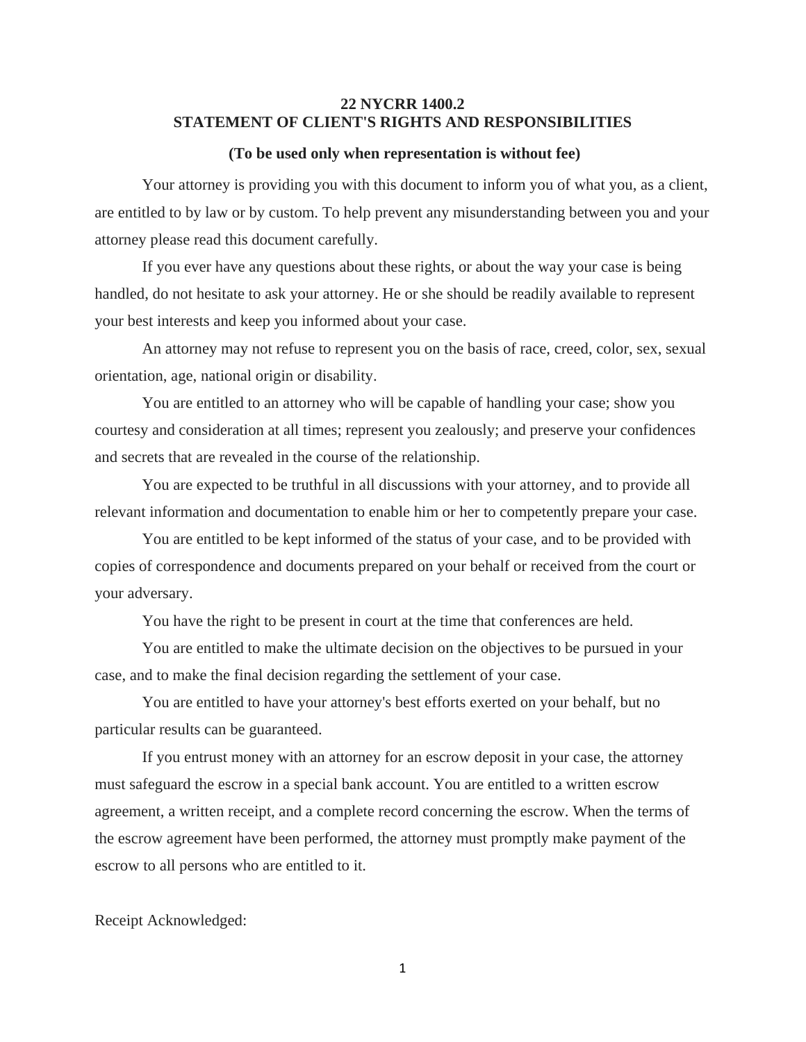# 22 NYCRR 1400.2
# STATEMENT OF CLIENT'S RIGHTS AND RESPONSIBILITIES

**(To be used only when representation is without fee)**

Your attorney is providing you with this document to inform you of what you, as a client, are entitled to by law or by custom. To help prevent any misunderstanding between you and your attorney please read this document carefully.

If you ever have any questions about these rights, or about the way your case is being handled, do not hesitate to ask your attorney. He or she should be readily available to represent your best interests and keep you informed about your case.

An attorney may not refuse to represent you on the basis of race, creed, color, sex, sexual orientation, age, national origin or disability.

You are entitled to an attorney who will be capable of handling your case; show you courtesy and consideration at all times; represent you zealously; and preserve your confidences and secrets that are revealed in the course of the relationship.

You are expected to be truthful in all discussions with your attorney, and to provide all relevant information and documentation to enable him or her to competently prepare your case.

You are entitled to be kept informed of the status of your case, and to be provided with copies of correspondence and documents prepared on your behalf or received from the court or your adversary.

You have the right to be present in court at the time that conferences are held.

You are entitled to make the ultimate decision on the objectives to be pursued in your case, and to make the final decision regarding the settlement of your case.

You are entitled to have your attorney's best efforts exerted on your behalf, but no particular results can be guaranteed.

If you entrust money with an attorney for an escrow deposit in your case, the attorney must safeguard the escrow in a special bank account. You are entitled to a written escrow agreement, a written receipt, and a complete record concerning the escrow. When the terms of the escrow agreement have been performed, the attorney must promptly make payment of the escrow to all persons who are entitled to it.

Receipt Acknowledged: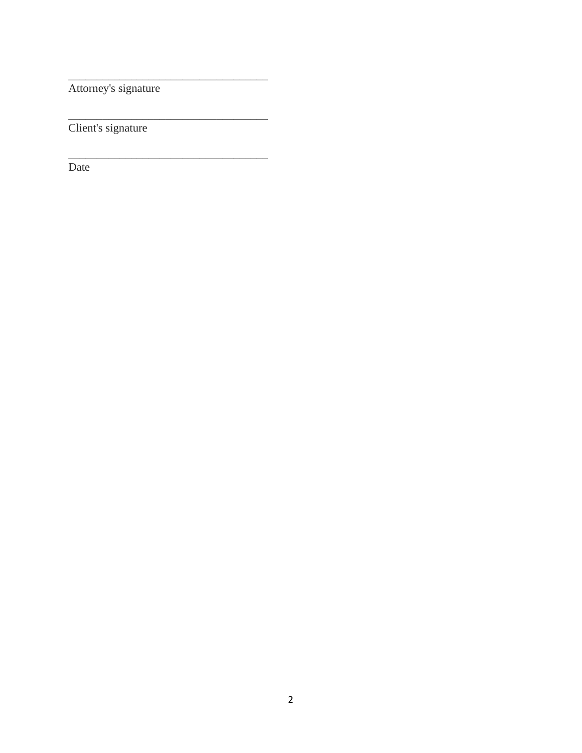___________________________________
Attorney's signature

___________________________________
Client's signature

___________________________________
Date